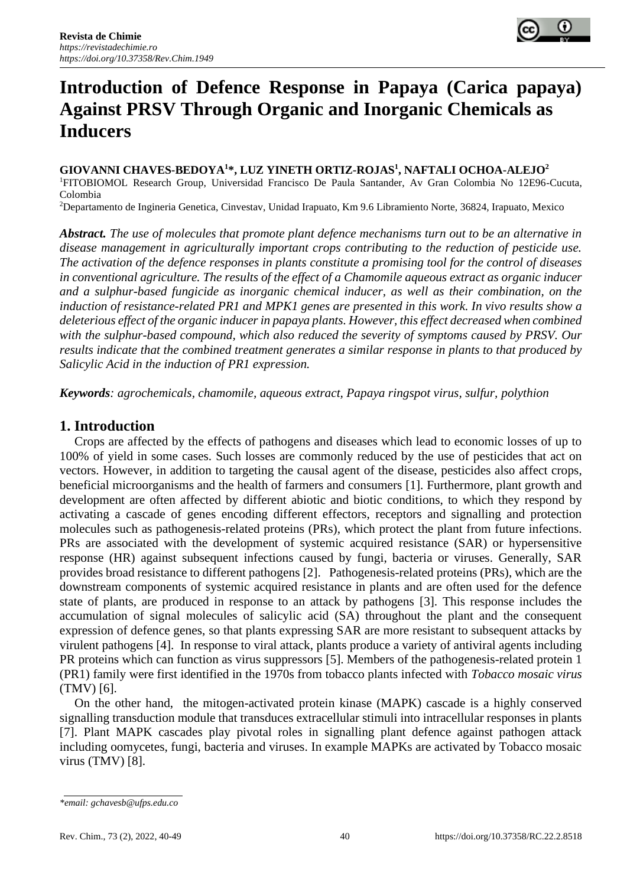**Revista de Chimie**
*https://revistadechimie.ro*
*https://doi.org/10.37358/Rev.Chim.1949*

# Introduction of Defence Response in Papaya (Carica papaya) Against PRSV Through Organic and Inorganic Chemicals as Inducers

**GIOVANNI CHAVES-BEDOYA[1]\*, LUZ YINETH ORTIZ-ROJAS[1], NAFTALI OCHOA-ALEJO[2]**

[1]FITOBIOMOL Research Group, Universidad Francisco De Paula Santander, Av Gran Colombia No 12E96-Cucuta, Colombia

[2]Departamento de Ingineria Genetica, Cinvestav, Unidad Irapuato, Km 9.6 Libramiento Norte, 36824, Irapuato, Mexico

***Abstract.*** *The use of molecules that promote plant defence mechanisms turn out to be an alternative in disease management in agriculturally important crops contributing to the reduction of pesticide use. The activation of the defence responses in plants constitute a promising tool for the control of diseases in conventional agriculture. The results of the effect of a Chamomile aqueous extract as organic inducer and a sulphur-based fungicide as inorganic chemical inducer, as well as their combination, on the induction of resistance-related PR1 and MPK1 genes are presented in this work. In vivo results show a deleterious effect of the organic inducer in papaya plants. However, this effect decreased when combined with the sulphur-based compound, which also reduced the severity of symptoms caused by PRSV. Our results indicate that the combined treatment generates a similar response in plants to that produced by Salicylic Acid in the induction of PR1 expression.*

***Keywords****: agrochemicals, chamomile, aqueous extract, Papaya ringspot virus, sulfur, polythion*

## 1. Introduction

Crops are affected by the effects of pathogens and diseases which lead to economic losses of up to 100% of yield in some cases. Such losses are commonly reduced by the use of pesticides that act on vectors. However, in addition to targeting the causal agent of the disease, pesticides also affect crops, beneficial microorganisms and the health of farmers and consumers [1]. Furthermore, plant growth and development are often affected by different abiotic and biotic conditions, to which they respond by activating a cascade of genes encoding different effectors, receptors and signalling and protection molecules such as pathogenesis-related proteins (PRs), which protect the plant from future infections. PRs are associated with the development of systemic acquired resistance (SAR) or hypersensitive response (HR) against subsequent infections caused by fungi, bacteria or viruses. Generally, SAR provides broad resistance to different pathogens [2]. Pathogenesis-related proteins (PRs), which are the downstream components of systemic acquired resistance in plants and are often used for the defence state of plants, are produced in response to an attack by pathogens [3]. This response includes the accumulation of signal molecules of salicylic acid (SA) throughout the plant and the consequent expression of defence genes, so that plants expressing SAR are more resistant to subsequent attacks by virulent pathogens [4]. In response to viral attack, plants produce a variety of antiviral agents including PR proteins which can function as virus suppressors [5]. Members of the pathogenesis-related protein 1 (PR1) family were first identified in the 1970s from tobacco plants infected with *Tobacco mosaic virus* (TMV) [6].

On the other hand, the mitogen-activated protein kinase (MAPK) cascade is a highly conserved signalling transduction module that transduces extracellular stimuli into intracellular responses in plants [7]. Plant MAPK cascades play pivotal roles in signalling plant defence against pathogen attack including oomycetes, fungi, bacteria and viruses. In example MAPKs are activated by Tobacco mosaic virus (TMV) [8].

---

*\*email: gchavesb@ufps.edu.co*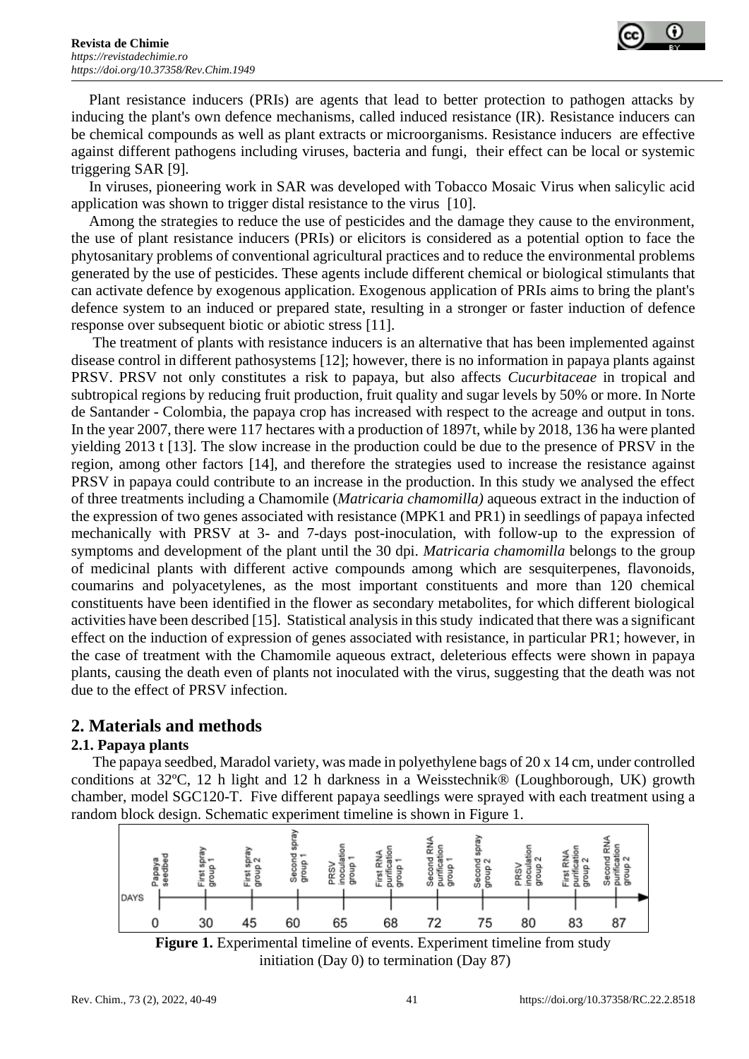Plant resistance inducers (PRIs) are agents that lead to better protection to pathogen attacks by inducing the plant's own defence mechanisms, called induced resistance (IR). Resistance inducers can be chemical compounds as well as plant extracts or microorganisms. Resistance inducers are effective against different pathogens including viruses, bacteria and fungi, their effect can be local or systemic triggering SAR [9].

In viruses, pioneering work in SAR was developed with Tobacco Mosaic Virus when salicylic acid application was shown to trigger distal resistance to the virus [10].

Among the strategies to reduce the use of pesticides and the damage they cause to the environment, the use of plant resistance inducers (PRIs) or elicitors is considered as a potential option to face the phytosanitary problems of conventional agricultural practices and to reduce the environmental problems generated by the use of pesticides. These agents include different chemical or biological stimulants that can activate defence by exogenous application. Exogenous application of PRIs aims to bring the plant's defence system to an induced or prepared state, resulting in a stronger or faster induction of defence response over subsequent biotic or abiotic stress [11].

The treatment of plants with resistance inducers is an alternative that has been implemented against disease control in different pathosystems [12]; however, there is no information in papaya plants against PRSV. PRSV not only constitutes a risk to papaya, but also affects *Cucurbitaceae* in tropical and subtropical regions by reducing fruit production, fruit quality and sugar levels by 50% or more. In Norte de Santander - Colombia, the papaya crop has increased with respect to the acreage and output in tons. In the year 2007, there were 117 hectares with a production of 1897t, while by 2018, 136 ha were planted yielding 2013 t [13]. The slow increase in the production could be due to the presence of PRSV in the region, among other factors [14], and therefore the strategies used to increase the resistance against PRSV in papaya could contribute to an increase in the production. In this study we analysed the effect of three treatments including a Chamomile (*Matricaria chamomilla)* aqueous extract in the induction of the expression of two genes associated with resistance (MPK1 and PR1) in seedlings of papaya infected mechanically with PRSV at 3- and 7-days post-inoculation, with follow-up to the expression of symptoms and development of the plant until the 30 dpi. *Matricaria chamomilla* belongs to the group of medicinal plants with different active compounds among which are sesquiterpenes, flavonoids, coumarins and polyacetylenes, as the most important constituents and more than 120 chemical constituents have been identified in the flower as secondary metabolites, for which different biological activities have been described [15]. Statistical analysis in this study indicated that there was a significant effect on the induction of expression of genes associated with resistance, in particular PR1; however, in the case of treatment with the Chamomile aqueous extract, deleterious effects were shown in papaya plants, causing the death even of plants not inoculated with the virus, suggesting that the death was not due to the effect of PRSV infection.

## 2. Materials and methods

### 2.1. Papaya plants

The papaya seedbed, Maradol variety, was made in polyethylene bags of 20 x 14 cm, under controlled conditions at 32ºC, 12 h light and 12 h darkness in a Weisstechnik® (Loughborough, UK) growth chamber, model SGC120-T. Five different papaya seedlings were sprayed with each treatment using a random block design. Schematic experiment timeline is shown in Figure 1.

| DAYS | 0 | 30 | 45 | 60 | 65 | 68 | 72 | 75 | 80 | 83 | 87 |
|---|---|---|---|---|---|---|---|---|---|---|---|
| Event | Papaya seedbed | First spray group 1 | First spray group 2 | Second spray group 1 | PRSV inoculation group 1 | First RNA purification group 1 | Second RNA purification group 1 | Second spray group 2 | PRSV inoculation group 2 | First RNA purification group 2 | Second RNA purification group 2 |

**Figure 1.** Experimental timeline of events. Experiment timeline from study initiation (Day 0) to termination (Day 87)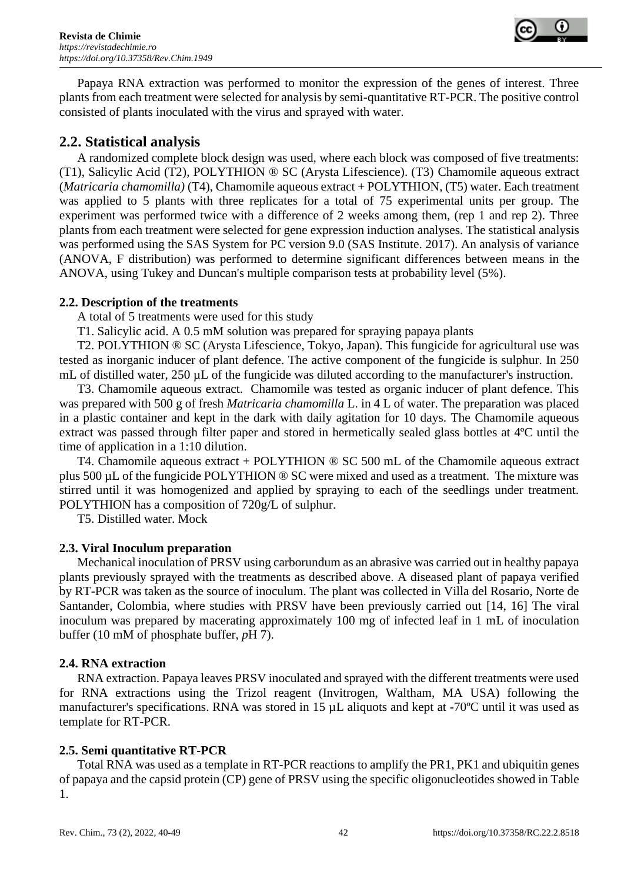Papaya RNA extraction was performed to monitor the expression of the genes of interest. Three plants from each treatment were selected for analysis by semi-quantitative RT-PCR. The positive control consisted of plants inoculated with the virus and sprayed with water.

## 2.2. Statistical analysis

A randomized complete block design was used, where each block was composed of five treatments: (T1), Salicylic Acid (T2), POLYTHION ® SC (Arysta Lifescience). (T3) Chamomile aqueous extract (*Matricaria chamomilla)* (T4), Chamomile aqueous extract + POLYTHION, (T5) water. Each treatment was applied to 5 plants with three replicates for a total of 75 experimental units per group. The experiment was performed twice with a difference of 2 weeks among them, (rep 1 and rep 2). Three plants from each treatment were selected for gene expression induction analyses. The statistical analysis was performed using the SAS System for PC version 9.0 (SAS Institute. 2017). An analysis of variance (ANOVA, F distribution) was performed to determine significant differences between means in the ANOVA, using Tukey and Duncan's multiple comparison tests at probability level (5%).

### 2.2. Description of the treatments

A total of 5 treatments were used for this study

T1. Salicylic acid. A 0.5 mM solution was prepared for spraying papaya plants

T2. POLYTHION ® SC (Arysta Lifescience, Tokyo, Japan). This fungicide for agricultural use was tested as inorganic inducer of plant defence. The active component of the fungicide is sulphur. In 250 mL of distilled water, 250 µL of the fungicide was diluted according to the manufacturer's instruction.

T3. Chamomile aqueous extract. Chamomile was tested as organic inducer of plant defence. This was prepared with 500 g of fresh *Matricaria chamomilla* L. in 4 L of water. The preparation was placed in a plastic container and kept in the dark with daily agitation for 10 days. The Chamomile aqueous extract was passed through filter paper and stored in hermetically sealed glass bottles at 4ºC until the time of application in a 1:10 dilution.

T4. Chamomile aqueous extract + POLYTHION ® SC 500 mL of the Chamomile aqueous extract plus 500 µL of the fungicide POLYTHION ® SC were mixed and used as a treatment. The mixture was stirred until it was homogenized and applied by spraying to each of the seedlings under treatment. POLYTHION has a composition of 720g/L of sulphur.

T5. Distilled water. Mock

### 2.3. Viral Inoculum preparation

Mechanical inoculation of PRSV using carborundum as an abrasive was carried out in healthy papaya plants previously sprayed with the treatments as described above. A diseased plant of papaya verified by RT-PCR was taken as the source of inoculum. The plant was collected in Villa del Rosario, Norte de Santander, Colombia, where studies with PRSV have been previously carried out [14, 16] The viral inoculum was prepared by macerating approximately 100 mg of infected leaf in 1 mL of inoculation buffer (10 mM of phosphate buffer, *p*H 7).

### 2.4. RNA extraction

RNA extraction. Papaya leaves PRSV inoculated and sprayed with the different treatments were used for RNA extractions using the Trizol reagent (Invitrogen, Waltham, MA USA) following the manufacturer's specifications. RNA was stored in 15 µL aliquots and kept at -70ºC until it was used as template for RT-PCR.

### 2.5. Semi quantitative RT-PCR

Total RNA was used as a template in RT-PCR reactions to amplify the PR1, PK1 and ubiquitin genes of papaya and the capsid protein (CP) gene of PRSV using the specific oligonucleotides showed in Table 1.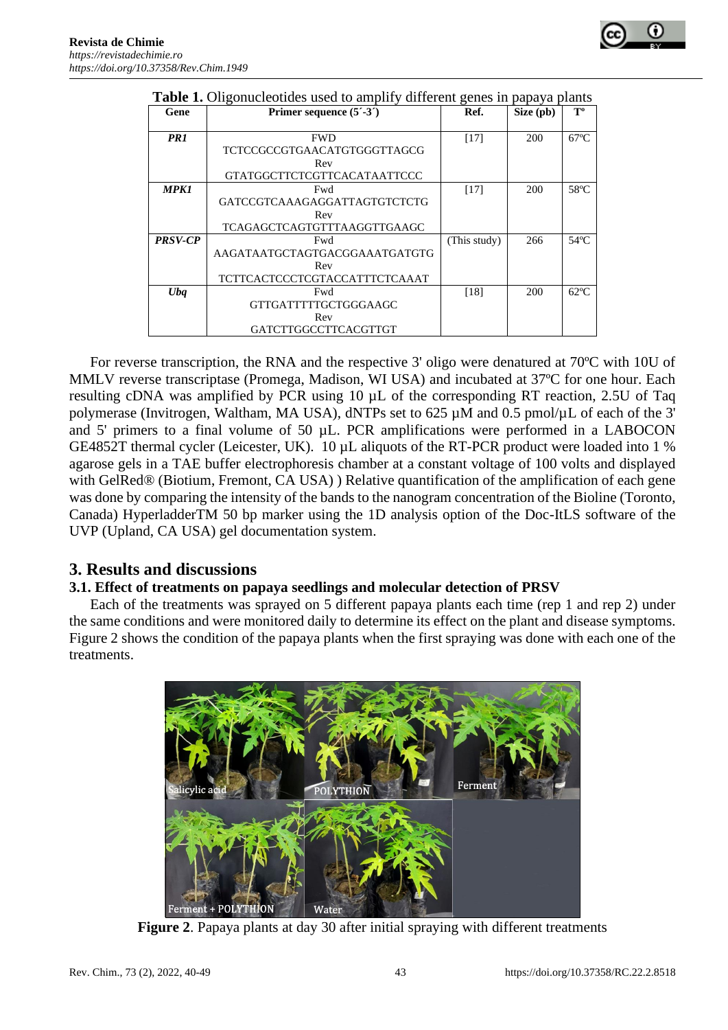**Table 1.** Oligonucleotides used to amplify different genes in papaya plants

| Gene | Primer sequence (5´-3´) | Ref. | Size (pb) | Tº |
|---|---|---|---|---|
| ***PR1*** | FWD TCTCCGCCGTGAACATGTGGGTTAGCG Rev GTATGGCTTCTCGTTCACATAATTCCC | [17] | 200 | 67ºC |
| ***MPK1*** | Fwd GATCCGTCAAAGAGGATTAGTGTCTCTG Rev TCAGAGCTCAGTGTTTAAGGTTGAAGC | [17] | 200 | 58ºC |
| ***PRSV-CP*** | Fwd AAGATAATGCTAGTGACGGAAATGATGTG Rev TCTTCACTCCCTCGTACCATTTCTCAAAT | (This study) | 266 | 54ºC |
| ***Ubq*** | Fwd GTTGATTTTTGCTGGGAAGC Rev GATCTTGGCCTTCACGTTGT | [18] | 200 | 62ºC |

For reverse transcription, the RNA and the respective 3' oligo were denatured at 70ºC with 10U of MMLV reverse transcriptase (Promega, Madison, WI USA) and incubated at 37ºC for one hour. Each resulting cDNA was amplified by PCR using 10 µL of the corresponding RT reaction, 2.5U of Taq polymerase (Invitrogen, Waltham, MA USA), dNTPs set to 625 µM and 0.5 pmol/µL of each of the 3' and 5' primers to a final volume of 50 µL. PCR amplifications were performed in a LABOCON GE4852T thermal cycler (Leicester, UK). 10 µL aliquots of the RT-PCR product were loaded into 1 % agarose gels in a TAE buffer electrophoresis chamber at a constant voltage of 100 volts and displayed with GelRed® (Biotium, Fremont, CA USA) ) Relative quantification of the amplification of each gene was done by comparing the intensity of the bands to the nanogram concentration of the Bioline (Toronto, Canada) HyperladderTM 50 bp marker using the 1D analysis option of the Doc-ItLS software of the UVP (Upland, CA USA) gel documentation system.

## 3. Results and discussions

### 3.1. Effect of treatments on papaya seedlings and molecular detection of PRSV

Each of the treatments was sprayed on 5 different papaya plants each time (rep 1 and rep 2) under the same conditions and were monitored daily to determine its effect on the plant and disease symptoms. Figure 2 shows the condition of the papaya plants when the first spraying was done with each one of the treatments.

**Figure 2**. Papaya plants at day 30 after initial spraying with different treatments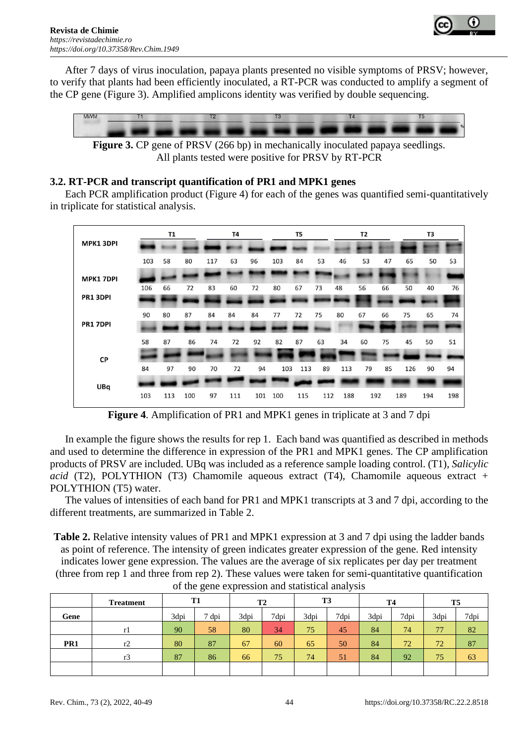After 7 days of virus inoculation, papaya plants presented no visible symptoms of PRSV; however, to verify that plants had been efficiently inoculated, a RT-PCR was conducted to amplify a segment of the CP gene (Figure 3). Amplified amplicons identity was verified by double sequencing.

**Figure 3.** CP gene of PRSV (266 bp) in mechanically inoculated papaya seedlings. All plants tested were positive for PRSV by RT-PCR

### 3.2. RT-PCR and transcript quantification of PR1 and MPK1 genes

Each PCR amplification product (Figure 4) for each of the genes was quantified semi-quantitatively in triplicate for statistical analysis.

**Figure 4**. Amplification of PR1 and MPK1 genes in triplicate at 3 and 7 dpi

In example the figure shows the results for rep 1. Each band was quantified as described in methods and used to determine the difference in expression of the PR1 and MPK1 genes. The CP amplification products of PRSV are included. UBq was included as a reference sample loading control. (T1), *Salicylic acid* (T2), POLYTHION (T3) Chamomile aqueous extract (T4), Chamomile aqueous extract + POLYTHION (T5) water.

The values of intensities of each band for PR1 and MPK1 transcripts at 3 and 7 dpi, according to the different treatments, are summarized in Table 2.

**Table 2.** Relative intensity values of PR1 and MPK1 expression at 3 and 7 dpi using the ladder bands as point of reference. The intensity of green indicates greater expression of the gene. Red intensity indicates lower gene expression. The values are the average of six replicates per day per treatment (three from rep 1 and three from rep 2). These values were taken for semi-quantitative quantification of the gene expression and statistical analysis

| | Treatment | T1 | | T2 | | T3 | | T4 | | T5 | |
|---|---|---|---|---|---|---|---|---|---|---|---|
| Gene | | 3dpi | 7 dpi | 3dpi | 7dpi | 3dpi | 7dpi | 3dpi | 7dpi | 3dpi | 7dpi |
| | r1 | 90 | 58 | 80 | 34 | 75 | 45 | 84 | 74 | 77 | 82 |
| PR1 | r2 | 80 | 87 | 67 | 60 | 65 | 50 | 84 | 72 | 72 | 87 |
| | r3 | 87 | 86 | 66 | 75 | 74 | 51 | 84 | 92 | 75 | 63 |
| | | | | | | | | | | | |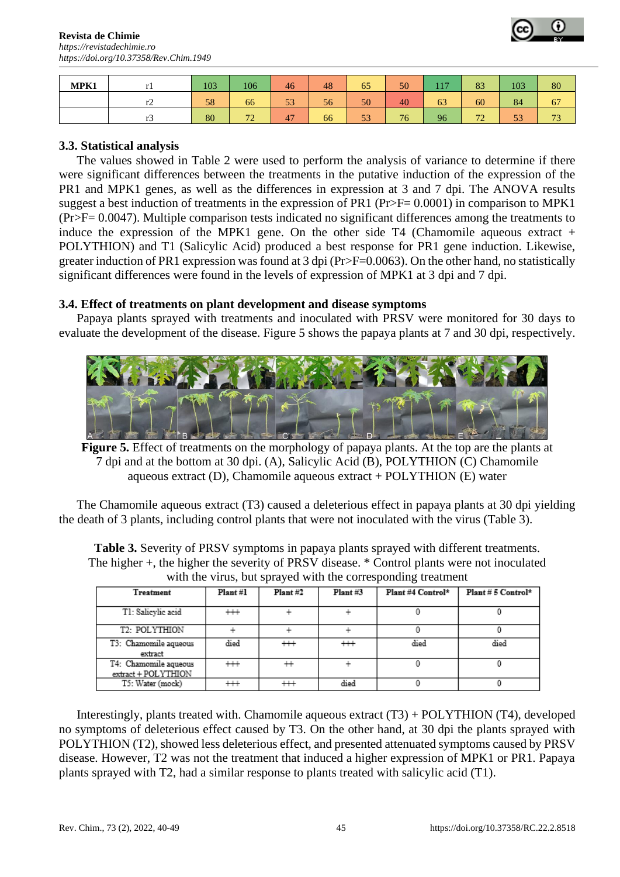| MPK1 | r1 | 103 | 106 | 46 | 48 | 65 | 50 | 117 | 83 | 103 | 80 |
|---|---|---|---|---|---|---|---|---|---|---|---|
| | r2 | 58 | 66 | 53 | 56 | 50 | 40 | 63 | 60 | 84 | 67 |
| | r3 | 80 | 72 | 47 | 66 | 53 | 76 | 96 | 72 | 53 | 73 |

### 3.3. Statistical analysis

The values showed in Table 2 were used to perform the analysis of variance to determine if there were significant differences between the treatments in the putative induction of the expression of the PR1 and MPK1 genes, as well as the differences in expression at 3 and 7 dpi. The ANOVA results suggest a best induction of treatments in the expression of PR1 (Pr>F= 0.0001) in comparison to MPK1 (Pr>F= 0.0047). Multiple comparison tests indicated no significant differences among the treatments to induce the expression of the MPK1 gene. On the other side T4 (Chamomile aqueous extract + POLYTHION) and T1 (Salicylic Acid) produced a best response for PR1 gene induction. Likewise, greater induction of PR1 expression was found at 3 dpi (Pr>F=0.0063). On the other hand, no statistically significant differences were found in the levels of expression of MPK1 at 3 dpi and 7 dpi.

### 3.4. Effect of treatments on plant development and disease symptoms

Papaya plants sprayed with treatments and inoculated with PRSV were monitored for 30 days to evaluate the development of the disease. Figure 5 shows the papaya plants at 7 and 30 dpi, respectively.

**Figure 5.** Effect of treatments on the morphology of papaya plants. At the top are the plants at 7 dpi and at the bottom at 30 dpi. (A), Salicylic Acid (B), POLYTHION (C) Chamomile aqueous extract (D), Chamomile aqueous extract + POLYTHION (E) water

The Chamomile aqueous extract (T3) caused a deleterious effect in papaya plants at 30 dpi yielding the death of 3 plants, including control plants that were not inoculated with the virus (Table 3).

**Table 3.** Severity of PRSV symptoms in papaya plants sprayed with different treatments. The higher +, the higher the severity of PRSV disease. * Control plants were not inoculated with the virus, but sprayed with the corresponding treatment

| Treatment | Plant #1 | Plant #2 | Plant #3 | Plant #4 Control* | Plant # 5 Control* |
|---|---|---|---|---|---|
| T1: Salicylic acid | +++ | + | + | 0 | 0 |
| T2: POLYTHION | + | + | + | 0 | 0 |
| T3: Chamomile aqueous extract | died | +++ | +++ | died | died |
| T4: Chamomile aqueous extract + POLYTHION | +++ | ++ | + | 0 | 0 |
| T5: Water (mock) | +++ | +++ | died | 0 | 0 |

Interestingly, plants treated with. Chamomile aqueous extract (T3) + POLYTHION (T4), developed no symptoms of deleterious effect caused by T3. On the other hand, at 30 dpi the plants sprayed with POLYTHION (T2), showed less deleterious effect, and presented attenuated symptoms caused by PRSV disease. However, T2 was not the treatment that induced a higher expression of MPK1 or PR1. Papaya plants sprayed with T2, had a similar response to plants treated with salicylic acid (T1).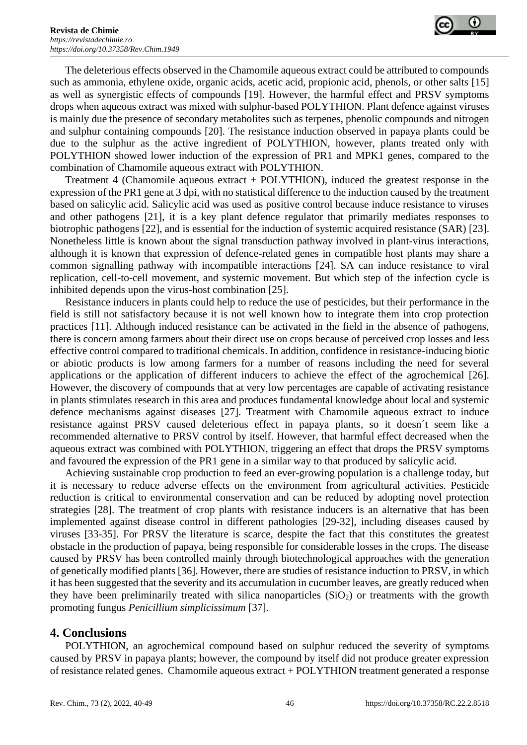The deleterious effects observed in the Chamomile aqueous extract could be attributed to compounds such as ammonia, ethylene oxide, organic acids, acetic acid, propionic acid, phenols, or other salts [15] as well as synergistic effects of compounds [19]. However, the harmful effect and PRSV symptoms drops when aqueous extract was mixed with sulphur-based POLYTHION. Plant defence against viruses is mainly due the presence of secondary metabolites such as terpenes, phenolic compounds and nitrogen and sulphur containing compounds [20]. The resistance induction observed in papaya plants could be due to the sulphur as the active ingredient of POLYTHION, however, plants treated only with POLYTHION showed lower induction of the expression of PR1 and MPK1 genes, compared to the combination of Chamomile aqueous extract with POLYTHION.

Treatment 4 (Chamomile aqueous extract + POLYTHION), induced the greatest response in the expression of the PR1 gene at 3 dpi, with no statistical difference to the induction caused by the treatment based on salicylic acid. Salicylic acid was used as positive control because induce resistance to viruses and other pathogens [21], it is a key plant defence regulator that primarily mediates responses to biotrophic pathogens [22], and is essential for the induction of systemic acquired resistance (SAR) [23]. Nonetheless little is known about the signal transduction pathway involved in plant-virus interactions, although it is known that expression of defence-related genes in compatible host plants may share a common signalling pathway with incompatible interactions [24]. SA can induce resistance to viral replication, cell-to-cell movement, and systemic movement. But which step of the infection cycle is inhibited depends upon the virus-host combination [25].

Resistance inducers in plants could help to reduce the use of pesticides, but their performance in the field is still not satisfactory because it is not well known how to integrate them into crop protection practices [11]. Although induced resistance can be activated in the field in the absence of pathogens, there is concern among farmers about their direct use on crops because of perceived crop losses and less effective control compared to traditional chemicals. In addition, confidence in resistance-inducing biotic or abiotic products is low among farmers for a number of reasons including the need for several applications or the application of different inducers to achieve the effect of the agrochemical [26]. However, the discovery of compounds that at very low percentages are capable of activating resistance in plants stimulates research in this area and produces fundamental knowledge about local and systemic defence mechanisms against diseases [27]. Treatment with Chamomile aqueous extract to induce resistance against PRSV caused deleterious effect in papaya plants, so it doesn´t seem like a recommended alternative to PRSV control by itself. However, that harmful effect decreased when the aqueous extract was combined with POLYTHION, triggering an effect that drops the PRSV symptoms and favoured the expression of the PR1 gene in a similar way to that produced by salicylic acid.

Achieving sustainable crop production to feed an ever-growing population is a challenge today, but it is necessary to reduce adverse effects on the environment from agricultural activities. Pesticide reduction is critical to environmental conservation and can be reduced by adopting novel protection strategies [28]. The treatment of crop plants with resistance inducers is an alternative that has been implemented against disease control in different pathologies [29-32], including diseases caused by viruses [33-35]. For PRSV the literature is scarce, despite the fact that this constitutes the greatest obstacle in the production of papaya, being responsible for considerable losses in the crops. The disease caused by PRSV has been controlled mainly through biotechnological approaches with the generation of genetically modified plants [36]. However, there are studies of resistance induction to PRSV, in which it has been suggested that the severity and its accumulation in cucumber leaves, are greatly reduced when they have been preliminarily treated with silica nanoparticles ($SiO_2$) or treatments with the growth promoting fungus *Penicillium simplicissimum* [37].

## 4. Conclusions

POLYTHION, an agrochemical compound based on sulphur reduced the severity of symptoms caused by PRSV in papaya plants; however, the compound by itself did not produce greater expression of resistance related genes. Chamomile aqueous extract + POLYTHION treatment generated a response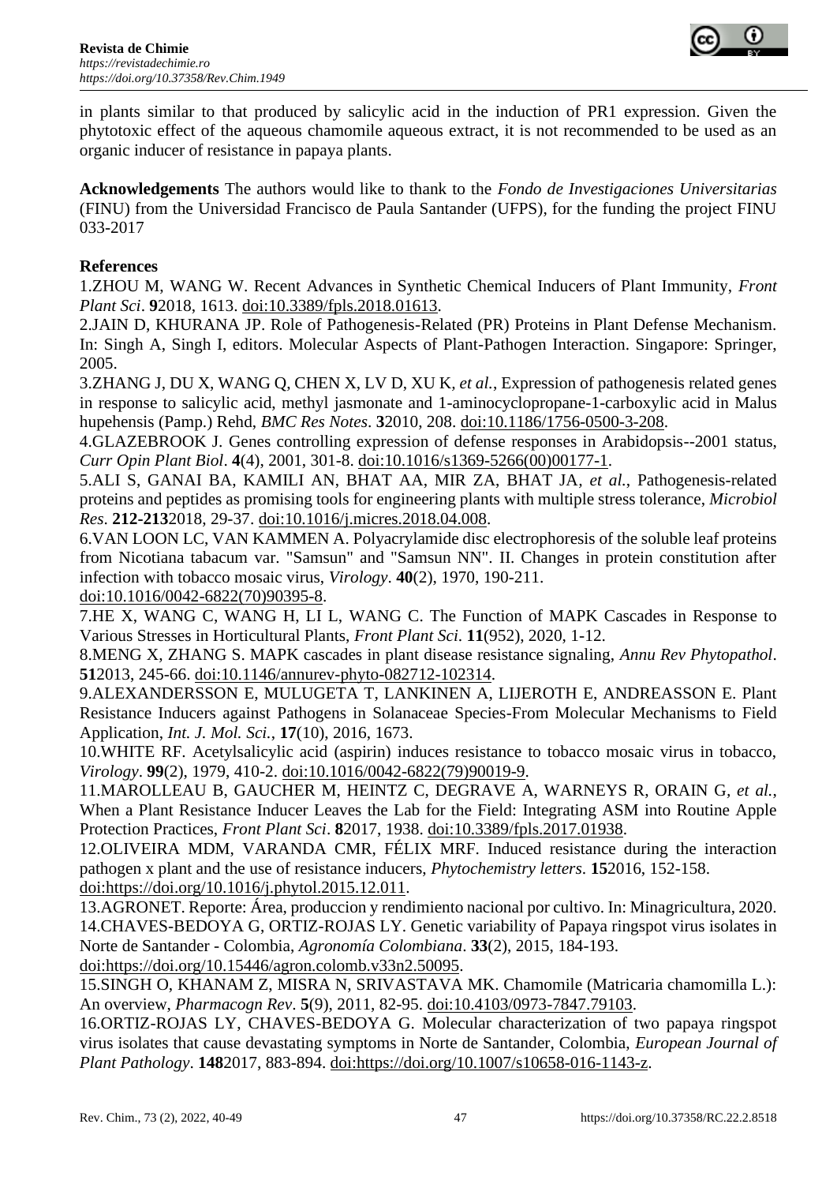in plants similar to that produced by salicylic acid in the induction of PR1 expression. Given the phytotoxic effect of the aqueous chamomile aqueous extract, it is not recommended to be used as an organic inducer of resistance in papaya plants.

**Acknowledgements** The authors would like to thank to the *Fondo de Investigaciones Universitarias* (FINU) from the Universidad Francisco de Paula Santander (UFPS), for the funding the project FINU 033-2017

**References**

1.ZHOU M, WANG W. Recent Advances in Synthetic Chemical Inducers of Plant Immunity, *Front Plant Sci*. **9**2018, 1613. doi:10.3389/fpls.2018.01613.

2.JAIN D, KHURANA JP. Role of Pathogenesis-Related (PR) Proteins in Plant Defense Mechanism. In: Singh A, Singh I, editors. Molecular Aspects of Plant-Pathogen Interaction. Singapore: Springer, 2005.

3.ZHANG J, DU X, WANG Q, CHEN X, LV D, XU K, *et al.*, Expression of pathogenesis related genes in response to salicylic acid, methyl jasmonate and 1-aminocyclopropane-1-carboxylic acid in Malus hupehensis (Pamp.) Rehd, *BMC Res Notes*. **3**2010, 208. doi:10.1186/1756-0500-3-208.

4.GLAZEBROOK J. Genes controlling expression of defense responses in Arabidopsis--2001 status, *Curr Opin Plant Biol*. **4**(4), 2001, 301-8. doi:10.1016/s1369-5266(00)00177-1.

5.ALI S, GANAI BA, KAMILI AN, BHAT AA, MIR ZA, BHAT JA, *et al.*, Pathogenesis-related proteins and peptides as promising tools for engineering plants with multiple stress tolerance, *Microbiol Res*. **212-213**2018, 29-37. doi:10.1016/j.micres.2018.04.008.

6.VAN LOON LC, VAN KAMMEN A. Polyacrylamide disc electrophoresis of the soluble leaf proteins from Nicotiana tabacum var. "Samsun" and "Samsun NN". II. Changes in protein constitution after infection with tobacco mosaic virus, *Virology*. **40**(2), 1970, 190-211. doi:10.1016/0042-6822(70)90395-8.

7.HE X, WANG C, WANG H, LI L, WANG C. The Function of MAPK Cascades in Response to Various Stresses in Horticultural Plants, *Front Plant Sci*. **11**(952), 2020, 1-12.

8.MENG X, ZHANG S. MAPK cascades in plant disease resistance signaling, *Annu Rev Phytopathol*. **51**2013, 245-66. doi:10.1146/annurev-phyto-082712-102314.

9.ALEXANDERSSON E, MULUGETA T, LANKINEN A, LIJEROTH E, ANDREASSON E. Plant Resistance Inducers against Pathogens in Solanaceae Species-From Molecular Mechanisms to Field Application, *Int. J. Mol. Sci.*, **17**(10), 2016, 1673.

10.WHITE RF. Acetylsalicylic acid (aspirin) induces resistance to tobacco mosaic virus in tobacco, *Virology*. **99**(2), 1979, 410-2. doi:10.1016/0042-6822(79)90019-9.

11.MAROLLEAU B, GAUCHER M, HEINTZ C, DEGRAVE A, WARNEYS R, ORAIN G, *et al.*, When a Plant Resistance Inducer Leaves the Lab for the Field: Integrating ASM into Routine Apple Protection Practices, *Front Plant Sci*. **8**2017, 1938. doi:10.3389/fpls.2017.01938.

12.OLIVEIRA MDM, VARANDA CMR, FÉLIX MRF. Induced resistance during the interaction pathogen x plant and the use of resistance inducers, *Phytochemistry letters*. **15**2016, 152-158. doi:https://doi.org/10.1016/j.phytol.2015.12.011.

13.AGRONET. Reporte: Área, produccion y rendimiento nacional por cultivo. In: Minagricultura, 2020.

14.CHAVES-BEDOYA G, ORTIZ-ROJAS LY. Genetic variability of Papaya ringspot virus isolates in Norte de Santander - Colombia, *Agronomía Colombiana*. **33**(2), 2015, 184-193. doi:https://doi.org/10.15446/agron.colomb.v33n2.50095.

15.SINGH O, KHANAM Z, MISRA N, SRIVASTAVA MK. Chamomile (Matricaria chamomilla L.): An overview, *Pharmacogn Rev*. **5**(9), 2011, 82-95. doi:10.4103/0973-7847.79103.

16.ORTIZ-ROJAS LY, CHAVES-BEDOYA G. Molecular characterization of two papaya ringspot virus isolates that cause devastating symptoms in Norte de Santander, Colombia, *European Journal of Plant Pathology*. **148**2017, 883-894. doi:https://doi.org/10.1007/s10658-016-1143-z.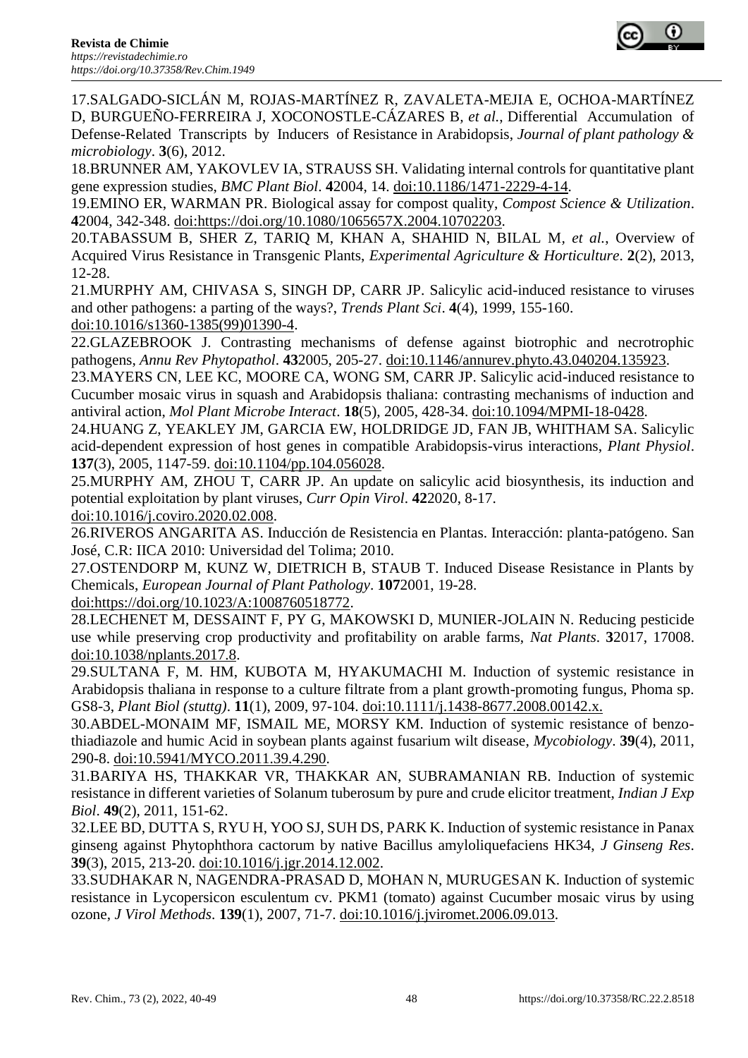17.SALGADO-SICLÁN M, ROJAS-MARTÍNEZ R, ZAVALETA-MEJIA E, OCHOA-MARTÍNEZ D, BURGUEÑO-FERREIRA J, XOCONOSTLE-CÁZARES B, *et al.*, Differential Accumulation of Defense-Related Transcripts by Inducers of Resistance in Arabidopsis, *Journal of plant pathology & microbiology*. **3**(6), 2012.

18.BRUNNER AM, YAKOVLEV IA, STRAUSS SH. Validating internal controls for quantitative plant gene expression studies, *BMC Plant Biol*. **4**2004, 14. doi:10.1186/1471-2229-4-14.

19.EMINO ER, WARMAN PR. Biological assay for compost quality, *Compost Science & Utilization*. **4**2004, 342-348. doi:https://doi.org/10.1080/1065657X.2004.10702203.

20.TABASSUM B, SHER Z, TARIQ M, KHAN A, SHAHID N, BILAL M, *et al.*, Overview of Acquired Virus Resistance in Transgenic Plants, *Experimental Agriculture & Horticulture*. **2**(2), 2013, 12-28.

21.MURPHY AM, CHIVASA S, SINGH DP, CARR JP. Salicylic acid-induced resistance to viruses and other pathogens: a parting of the ways?, *Trends Plant Sci*. **4**(4), 1999, 155-160. doi:10.1016/s1360-1385(99)01390-4.

22.GLAZEBROOK J. Contrasting mechanisms of defense against biotrophic and necrotrophic pathogens, *Annu Rev Phytopathol*. **43**2005, 205-27. doi:10.1146/annurev.phyto.43.040204.135923.

23.MAYERS CN, LEE KC, MOORE CA, WONG SM, CARR JP. Salicylic acid-induced resistance to Cucumber mosaic virus in squash and Arabidopsis thaliana: contrasting mechanisms of induction and antiviral action, *Mol Plant Microbe Interact*. **18**(5), 2005, 428-34. doi:10.1094/MPMI-18-0428.

24.HUANG Z, YEAKLEY JM, GARCIA EW, HOLDRIDGE JD, FAN JB, WHITHAM SA. Salicylic acid-dependent expression of host genes in compatible Arabidopsis-virus interactions, *Plant Physiol*. **137**(3), 2005, 1147-59. doi:10.1104/pp.104.056028.

25.MURPHY AM, ZHOU T, CARR JP. An update on salicylic acid biosynthesis, its induction and potential exploitation by plant viruses, *Curr Opin Virol*. **42**2020, 8-17. doi:10.1016/j.coviro.2020.02.008.

26.RIVEROS ANGARITA AS. Inducción de Resistencia en Plantas. Interacción: planta-patógeno. San José, C.R: IICA 2010: Universidad del Tolima; 2010.

27.OSTENDORP M, KUNZ W, DIETRICH B, STAUB T. Induced Disease Resistance in Plants by Chemicals, *European Journal of Plant Pathology*. **107**2001, 19-28. doi:https://doi.org/10.1023/A:1008760518772.

28.LECHENET M, DESSAINT F, PY G, MAKOWSKI D, MUNIER-JOLAIN N. Reducing pesticide use while preserving crop productivity and profitability on arable farms, *Nat Plants*. **3**2017, 17008. doi:10.1038/nplants.2017.8.

29.SULTANA F, M. HM, KUBOTA M, HYAKUMACHI M. Induction of systemic resistance in Arabidopsis thaliana in response to a culture filtrate from a plant growth-promoting fungus, Phoma sp. GS8-3, *Plant Biol (stuttg)*. **11**(1), 2009, 97-104. doi:10.1111/j.1438-8677.2008.00142.x.

30.ABDEL-MONAIM MF, ISMAIL ME, MORSY KM. Induction of systemic resistance of benzo-thiadiazole and humic Acid in soybean plants against fusarium wilt disease, *Mycobiology*. **39**(4), 2011, 290-8. doi:10.5941/MYCO.2011.39.4.290.

31.BARIYA HS, THAKKAR VR, THAKKAR AN, SUBRAMANIAN RB. Induction of systemic resistance in different varieties of Solanum tuberosum by pure and crude elicitor treatment, *Indian J Exp Biol*. **49**(2), 2011, 151-62.

32.LEE BD, DUTTA S, RYU H, YOO SJ, SUH DS, PARK K. Induction of systemic resistance in Panax ginseng against Phytophthora cactorum by native Bacillus amyloliquefaciens HK34, *J Ginseng Res*. **39**(3), 2015, 213-20. doi:10.1016/j.jgr.2014.12.002.

33.SUDHAKAR N, NAGENDRA-PRASAD D, MOHAN N, MURUGESAN K. Induction of systemic resistance in Lycopersicon esculentum cv. PKM1 (tomato) against Cucumber mosaic virus by using ozone, *J Virol Methods*. **139**(1), 2007, 71-7. doi:10.1016/j.jviromet.2006.09.013.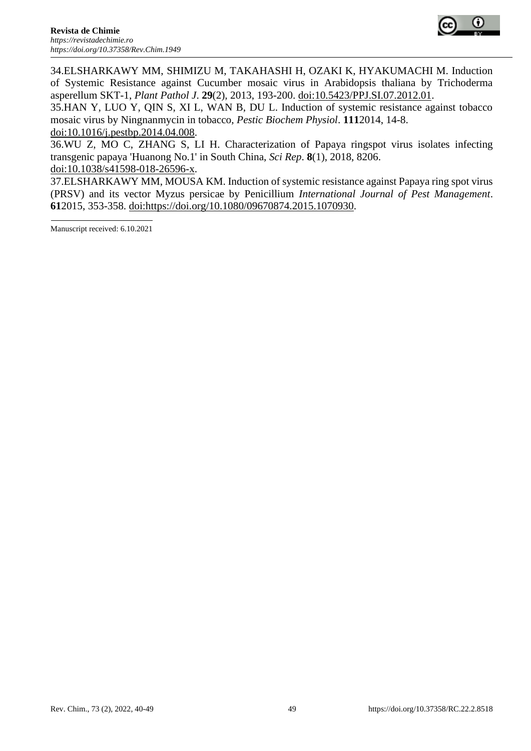34.ELSHARKAWY MM, SHIMIZU M, TAKAHASHI H, OZAKI K, HYAKUMACHI M. Induction of Systemic Resistance against Cucumber mosaic virus in Arabidopsis thaliana by Trichoderma asperellum SKT-1, *Plant Pathol J*. **29**(2), 2013, 193-200. doi:10.5423/PPJ.SI.07.2012.01.

35.HAN Y, LUO Y, QIN S, XI L, WAN B, DU L. Induction of systemic resistance against tobacco mosaic virus by Ningnanmycin in tobacco, *Pestic Biochem Physiol*. **111**2014, 14-8. doi:10.1016/j.pestbp.2014.04.008.

36.WU Z, MO C, ZHANG S, LI H. Characterization of Papaya ringspot virus isolates infecting transgenic papaya 'Huanong No.1' in South China, *Sci Rep*. **8**(1), 2018, 8206. doi:10.1038/s41598-018-26596-x.

37.ELSHARKAWY MM, MOUSA KM. Induction of systemic resistance against Papaya ring spot virus (PRSV) and its vector Myzus persicae by Penicillium *International Journal of Pest Management*. **61**2015, 353-358. doi:https://doi.org/10.1080/09670874.2015.1070930.

Manuscript received: 6.10.2021